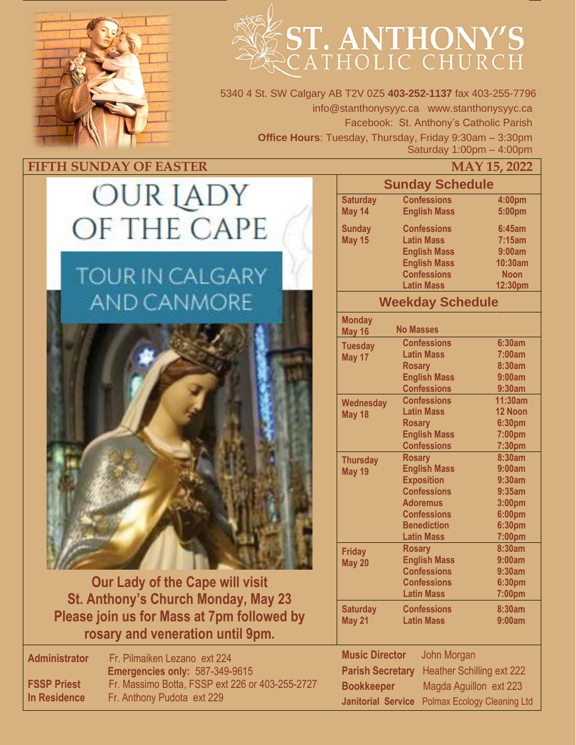# ST. ANTHONY'S CATHOLIC CHURCH

5340 4 St. SW Calgary AB T2V 0Z5 **403-252-1137** fax 403-255-7796
info@stanthonysyyc.ca www.stanthonysyyc.ca
Facebook: St. Anthony's Catholic Parish
**Office Hours**: Tuesday, Thursday, Friday 9:30am – 3:30pm
Saturday 1:00pm – 4:00pm

**FIFTH SUNDAY OF EASTER** **MAY 15, 2022**

## OUR LADY OF THE CAPE

### TOUR IN CALGARY AND CANMORE

**Our Lady of the Cape will visit St. Anthony's Church Monday, May 23**
**Please join us for Mass at 7pm followed by rosary and veneration until 9pm.**

## Sunday Schedule

| Day | Service | Time |
|---|---|---|
| Saturday May 14 | Confessions | 4:00pm |
| | English Mass | 5:00pm |
| Sunday May 15 | Confessions | 6:45am |
| | Latin Mass | 7:15am |
| | English Mass | 9:00am |
| | English Mass | 10:30am |
| | Confessions | Noon |
| | Latin Mass | 12:30pm |

## Weekday Schedule

| Day | Service | Time |
|---|---|---|
| Monday May 16 | No Masses | |
| Tuesday May 17 | Confessions | 6:30am |
| | Latin Mass | 7:00am |
| | Rosary | 8:30am |
| | English Mass | 9:00am |
| | Confessions | 9:30am |
| Wednesday May 18 | Confessions | 11:30am |
| | Latin Mass | 12 Noon |
| | Rosary | 6:30pm |
| | English Mass | 7:00pm |
| | Confessions | 7:30pm |
| Thursday May 19 | Rosary | 8:30am |
| | English Mass | 9:00am |
| | Exposition | 9:30am |
| | Confessions | 9:35am |
| | Adoremus | 3:00pm |
| | Confessions | 6:00pm |
| | Benediction | 6:30pm |
| | Latin Mass | 7:00pm |
| Friday May 20 | Rosary | 8:30am |
| | English Mass | 9:00am |
| | Confessions | 9:30am |
| | Confessions | 6:30pm |
| | Latin Mass | 7:00pm |
| Saturday May 21 | Confessions | 8:30am |
| | Latin Mass | 9:00am |

**Administrator** Fr. Pilmaiken Lezano ext 224
**Emergencies only:** 587-349-9615
**FSSP Priest** Fr. Massimo Botta, FSSP ext 226 or 403-255-2727
**In Residence** Fr. Anthony Pudota ext 229

**Music Director** John Morgan
**Parish Secretary** Heather Schilling ext 222
**Bookkeeper** Magda Aguillon ext 223
**Janitorial Service** Polmax Ecology Cleaning Ltd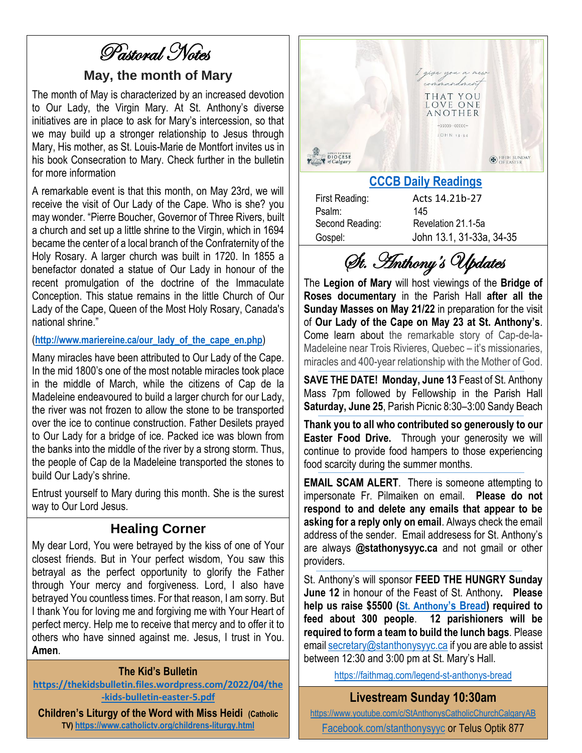# Pastoral Notes

## May, the month of Mary

The month of May is characterized by an increased devotion to Our Lady, the Virgin Mary. At St. Anthony's diverse initiatives are in place to ask for Mary's intercession, so that we may build up a stronger relationship to Jesus through Mary, His mother, as St. Louis-Marie de Montfort invites us in his book Consecration to Mary. Check further in the bulletin for more information

A remarkable event is that this month, on May 23rd, we will receive the visit of Our Lady of the Cape. Who is she? you may wonder. "Pierre Boucher, Governor of Three Rivers, built a church and set up a little shrine to the Virgin, which in 1694 became the center of a local branch of the Confraternity of the Holy Rosary. A larger church was built in 1720. In 1855 a benefactor donated a statue of Our Lady in honour of the recent promulgation of the doctrine of the Immaculate Conception. This statue remains in the little Church of Our Lady of the Cape, Queen of the Most Holy Rosary, Canada's national shrine."

(http://www.mariereine.ca/our_lady_of_the_cape_en.php)

Many miracles have been attributed to Our Lady of the Cape. In the mid 1800's one of the most notable miracles took place in the middle of March, while the citizens of Cap de la Madeleine endeavoured to build a larger church for our Lady, the river was not frozen to allow the stone to be transported over the ice to continue construction. Father Desilets prayed to Our Lady for a bridge of ice. Packed ice was blown from the banks into the middle of the river by a strong storm. Thus, the people of Cap de la Madeleine transported the stones to build Our Lady's shrine.

Entrust yourself to Mary during this month. She is the surest way to Our Lord Jesus.

## Healing Corner

My dear Lord, You were betrayed by the kiss of one of Your closest friends. But in Your perfect wisdom, You saw this betrayal as the perfect opportunity to glorify the Father through Your mercy and forgiveness. Lord, I also have betrayed You countless times. For that reason, I am sorry. But I thank You for loving me and forgiving me with Your Heart of perfect mercy. Help me to receive that mercy and to offer it to others who have sinned against me. Jesus, I trust in You. **Amen**.

**The Kid's Bulletin**

https://thekidsbulletin.files.wordpress.com/2022/04/the-kids-bulletin-easter-5.pdf

**Children's Liturgy of the Word with Miss Heidi** (Catholic TV) https://www.catholictv.org/childrens-liturgy.html

I give you a new commandment THAT YOU LOVE ONE ANOTHER — JOHN 13:34

ROMAN CATHOLIC DIOCESE of Calgary — FIFTH SUNDAY OF EASTER

## CCCB Daily Readings

| | |
|---|---|
| First Reading: | Acts 14.21b-27 |
| Psalm: | 145 |
| Second Reading: | Revelation 21.1-5a |
| Gospel: | John 13.1, 31-33a, 34-35 |

# St. Anthony's Updates

The **Legion of Mary** will host viewings of the **Bridge of Roses documentary** in the Parish Hall **after all the Sunday Masses on May 21/22** in preparation for the visit of **Our Lady of the Cape on May 23 at St. Anthony's**. Come learn about the remarkable story of Cap-de-la-Madeleine near Trois Rivieres, Quebec – it's missionaries, miracles and 400-year relationship with the Mother of God.

**SAVE THE DATE! Monday, June 13** Feast of St. Anthony Mass 7pm followed by Fellowship in the Parish Hall **Saturday, June 25**, Parish Picnic 8:30–3:00 Sandy Beach

**Thank you to all who contributed so generously to our Easter Food Drive.** Through your generosity we will continue to provide food hampers to those experiencing food scarcity during the summer months.

**EMAIL SCAM ALERT**. There is someone attempting to impersonate Fr. Pilmaiken on email. **Please do not respond to and delete any emails that appear to be asking for a reply only on email**. Always check the email address of the sender. Email addresess for St. Anthony's are always **@stathonysyyc.ca** and not gmail or other providers.

St. Anthony's will sponsor **FEED THE HUNGRY Sunday June 12** in honour of the Feast of St. Anthony**. Please help us raise $5500 (St. Anthony's Bread) required to feed about 300 people**. **12 parishioners will be required to form a team to build the lunch bags**. Please email secretary@stanthonysyyc.ca if you are able to assist between 12:30 and 3:00 pm at St. Mary's Hall.

https://faithmag.com/legend-st-anthonys-bread

## Livestream Sunday 10:30am

https://www.youtube.com/c/StAnthonysCatholicChurchCalgaryAB

Facebook.com/stanthonysyyc or Telus Optik 877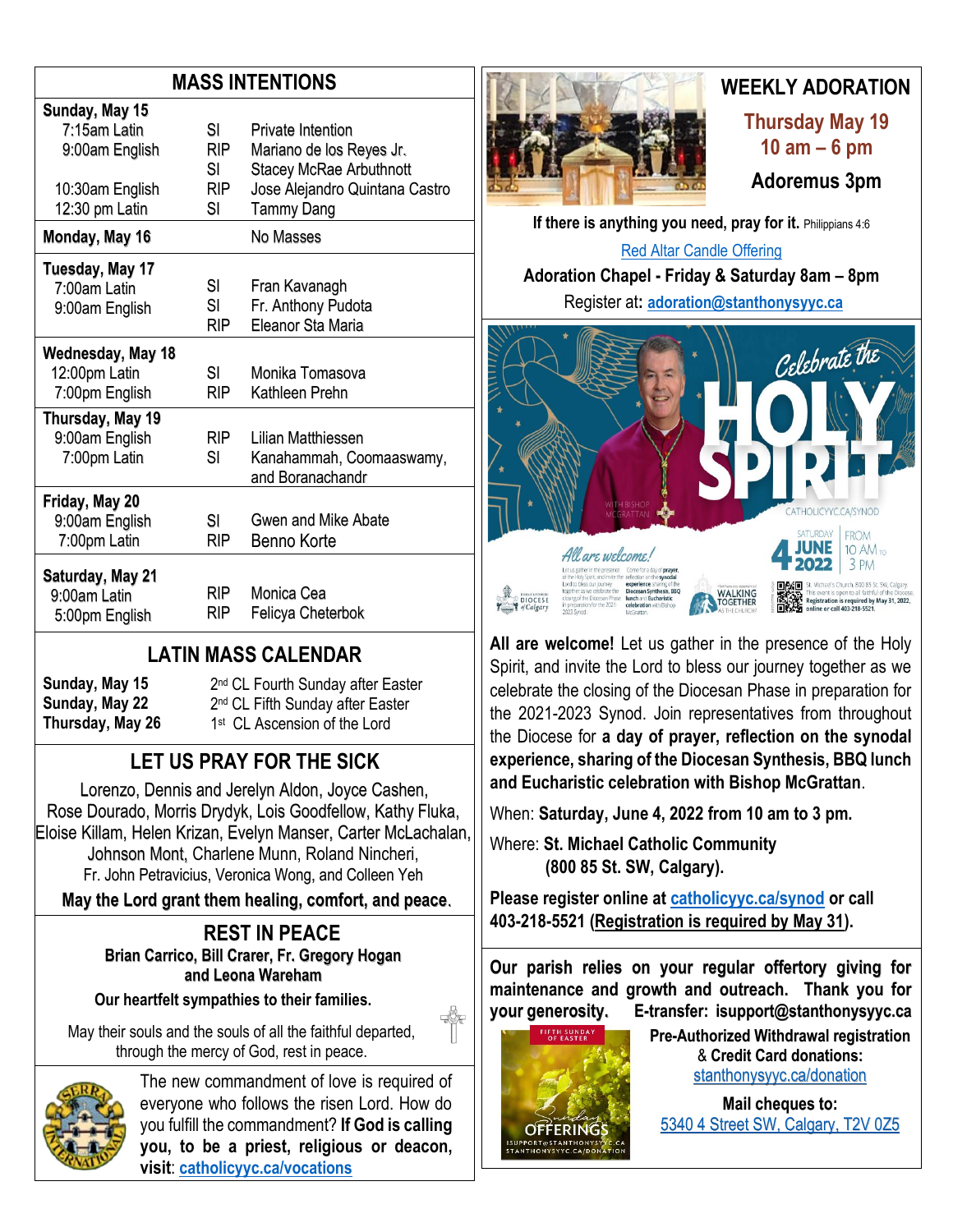## MASS INTENTIONS

| | | |
|---|---|---|
| **Sunday, May 15** | | |
| 7:15am Latin | SI | Private Intention |
| 9:00am English | RIP | Mariano de los Reyes Jr. |
| | SI | Stacey McRae Arbuthnott |
| 10:30am English | RIP | Jose Alejandro Quintana Castro |
| 12:30 pm Latin | SI | Tammy Dang |
| **Monday, May 16** | | No Masses |
| **Tuesday, May 17** | | |
| 7:00am Latin | SI | Fran Kavanagh |
| 9:00am English | SI | Fr. Anthony Pudota |
| | RIP | Eleanor Sta Maria |
| **Wednesday, May 18** | | |
| 12:00pm Latin | SI | Monika Tomasova |
| 7:00pm English | RIP | Kathleen Prehn |
| **Thursday, May 19** | | |
| 9:00am English | RIP | Lilian Matthiessen |
| 7:00pm Latin | SI | Kanahammah, Coomaaswamy, and Boranachandr |
| **Friday, May 20** | | |
| 9:00am English | SI | Gwen and Mike Abate |
| 7:00pm Latin | RIP | Benno Korte |
| **Saturday, May 21** | | |
| 9:00am Latin | RIP | Monica Cea |
| 5:00pm English | RIP | Felicya Cheterbok |

## LATIN MASS CALENDAR

| | |
|---|---|
| **Sunday, May 15** | 2nd CL Fourth Sunday after Easter |
| **Sunday, May 22** | 2nd CL Fifth Sunday after Easter |
| **Thursday, May 26** | 1st CL Ascension of the Lord |

## LET US PRAY FOR THE SICK

Lorenzo, Dennis and Jerelyn Aldon, Joyce Cashen, Rose Dourado, Morris Drydyk, Lois Goodfellow, Kathy Fluka, Eloise Killam, Helen Krizan, Evelyn Manser, Carter McLachalan, Johnson Mont, Charlene Munn, Roland Nincheri, Fr. John Petravicius, Veronica Wong, and Colleen Yeh

**May the Lord grant them healing, comfort, and peace.**

## REST IN PEACE

**Brian Carrico, Bill Crarer, Fr. Gregory Hogan and Leona Wareham**

**Our heartfelt sympathies to their families.**

May their souls and the souls of all the faithful departed, through the mercy of God, rest in peace.

The new commandment of love is required of everyone who follows the risen Lord. How do you fulfill the commandment? **If God is calling you, to be a priest, religious or deacon, visit**: catholicyyc.ca/vocations

## WEEKLY ADORATION

**Thursday May 19**
**10 am – 6 pm**

**Adoremus 3pm**

**If there is anything you need, pray for it.** Philippians 4:6

Red Altar Candle Offering

**Adoration Chapel - Friday & Saturday 8am – 8pm**

Register at**: adoration@stanthonysyyc.ca**

**All are welcome!** Let us gather in the presence of the Holy Spirit, and invite the Lord to bless our journey together as we celebrate the closing of the Diocesan Phase in preparation for the 2021-2023 Synod. Join representatives from throughout the Diocese for **a day of prayer, reflection on the synodal experience, sharing of the Diocesan Synthesis, BBQ lunch and Eucharistic celebration with Bishop McGrattan**.

When: **Saturday, June 4, 2022 from 10 am to 3 pm.**

Where: **St. Michael Catholic Community (800 85 St. SW, Calgary).**

**Please register online at catholicyyc.ca/synod or call 403-218-5521 (Registration is required by May 31).**

**Our parish relies on your regular offertory giving for maintenance and growth and outreach. Thank you for your generosity. E-transfer: isupport@stanthonysyyc.ca**

**Pre-Authorized Withdrawal registration & Credit Card donations:**
stanthonysyyc.ca/donation

**Mail cheques to:**
5340 4 Street SW, Calgary, T2V 0Z5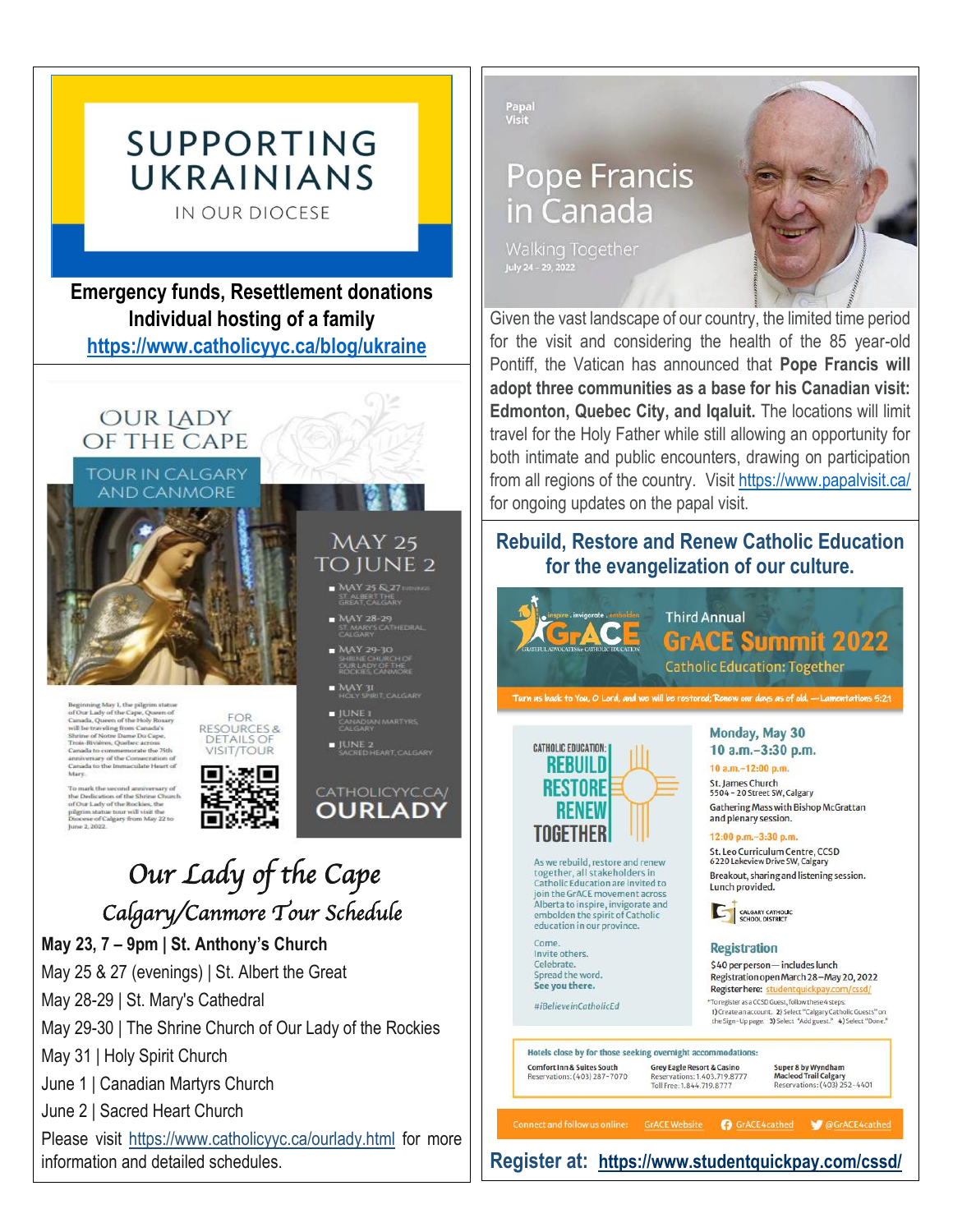# SUPPORTING UKRAINIANS

IN OUR DIOCESE

**Emergency funds, Resettlement donations**
**Individual hosting of a family**
**https://www.catholicyyc.ca/blog/ukraine**

## OUR LADY OF THE CAPE

TOUR IN CALGARY AND CANMORE

MAY 25 TO JUNE 2

- MAY 25 & 27 EVENINGS – ST. ALBERT THE GREAT, CALGARY
- MAY 28–29 – ST. MARY'S CATHEDRAL, CALGARY
- MAY 29–30 – SHRINE CHURCH OF OUR LADY OF THE ROCKIES, CANMORE
- MAY 31 – HOLY SPIRIT, CALGARY
- JUNE 1 – CANADIAN MARTYRS, CALGARY
- JUNE 2 – SACRED HEART, CALGARY

Beginning May 1, the pilgrim statue of Our Lady of the Cape, Queen of Canada, Queen of the Holy Rosary will be traveling from Canada's Shrine of Notre Dame Du Cape, Trois-Rivières, Quebec across Canada to commemorate the 75th anniversary of the Consecration of Canada to the Immaculate Heart of Mary.

To mark the second anniversary of the Dedication of the Shrine Church of Our Lady of the Rockies, the pilgrim statue tour will visit the Diocese of Calgary from May 22 to June 2, 2022.

FOR RESOURCES & DETAILS OF VISIT/TOUR

CATHOLICYYC.CA/OURLADY

## *Our Lady of the Cape*
### *Calgary/Canmore Tour Schedule*

**May 23, 7 – 9pm | St. Anthony's Church**
May 25 & 27 (evenings) | St. Albert the Great
May 28-29 | St. Mary's Cathedral
May 29-30 | The Shrine Church of Our Lady of the Rockies
May 31 | Holy Spirit Church
June 1 | Canadian Martyrs Church
June 2 | Sacred Heart Church

Please visit https://www.catholicyyc.ca/ourlady.html for more information and detailed schedules.

Papal Visit

## Pope Francis in Canada

Walking Together
July 24 – 29, 2022

Given the vast landscape of our country, the limited time period for the visit and considering the health of the 85 year-old Pontiff, the Vatican has announced that **Pope Francis will adopt three communities as a base for his Canadian visit: Edmonton, Quebec City, and Iqaluit.** The locations will limit travel for the Holy Father while still allowing an opportunity for both intimate and public encounters, drawing on participation from all regions of the country. Visit https://www.papalvisit.ca/ for ongoing updates on the papal visit.

## Rebuild, Restore and Renew Catholic Education for the evangelization of our culture.

GrACE – inspire . invigorate . embolden – GRATEFUL ADVOCATES for CATHOLIC EDUCATION

Third Annual
**GrACE Summit 2022**
Catholic Education: Together

*Turn us back to You, O Lord, and we will be restored; Renew our days as of old. —Lamentations 5:21*

CATHOLIC EDUCATION: REBUILD RESTORE RENEW TOGETHER

As we rebuild, restore and renew together, all stakeholders in Catholic Education are invited to join the GrACE movement across Alberta to inspire, invigorate and embolden the spirit of Catholic education in our province.

Come.
Invite others.
Celebrate.
Spread the word.
**See you there.**

*#iBelieveinCatholicEd*

**Monday, May 30**
**10 a.m.–3:30 p.m.**

**10 a.m.–12:00 p.m.**
St. James Church
5504 – 20 Street SW, Calgary
Gathering Mass with Bishop McGrattan and plenary session.

**12:00 p.m.–3:30 p.m.**
St. Leo Curriculum Centre, CCSD
6220 Lakeview Drive SW, Calgary
Breakout, sharing and listening session. Lunch provided.

CALGARY CATHOLIC SCHOOL DISTRICT

**Registration**
$40 per person — includes lunch
Registration open March 28 – May 20, 2022
Register here: studentquickpay.com/cssd/
*To register as a CCSD Guest, follow these 4 steps: 1) Create an account. 2) Select "Calgary Catholic Guests" on the Sign-Up page. 3) Select "Add guest." 4) Select "Done."

**Hotels close by for those seeking overnight accommodations:**

Comfort Inn & Suites South
Reservations: (403) 287-7070

Grey Eagle Resort & Casino
Reservations: 1.403.719.8777
Toll Free: 1.844.719.8777

Super 8 by Wyndham Macleod Trail Calgary
Reservations: (403) 252-4401

Connect and follow us online: GrACE Website | GrACE4cathed | @GrACE4cathed

**Register at: https://www.studentquickpay.com/cssd/**